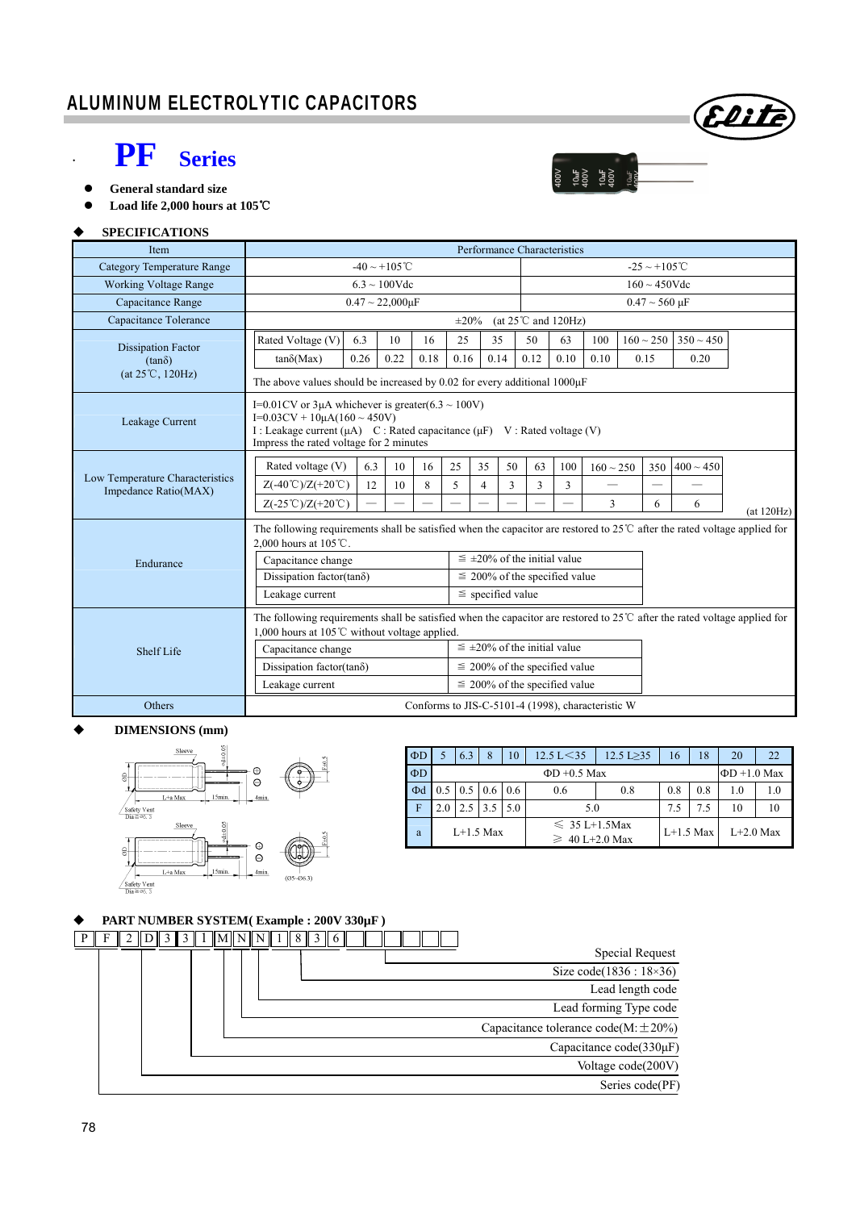# ALUMINUM ELECTROLYTIC CAPACITORS

## PF Series

- General standard size
- Load life 2,000 hours at 105℃

### SPECIFICATIONS

| Item | Performance Characteristics | |
|---|---|---|
| Category Temperature Range | -40 ~ +105℃ | -25 ~ +105℃ |
| Working Voltage Range | 6.3 ~ 100Vdc | 160 ~ 450Vdc |
| Capacitance Range | 0.47 ~ 22,000μF | 0.47 ~ 560 μF |
| Capacitance Tolerance | ±20% (at 25℃ and 120Hz) | |

**Dissipation Factor (tanδ) (at 25℃, 120Hz)**

| Rated Voltage (V) | 6.3 | 10 | 16 | 25 | 35 | 50 | 63 | 100 | 160 ~ 250 | 350 ~ 450 |
|---|---|---|---|---|---|---|---|---|---|---|
| tanδ(Max) | 0.26 | 0.22 | 0.18 | 0.16 | 0.14 | 0.12 | 0.10 | 0.10 | 0.15 | 0.20 |

The above values should be increased by 0.02 for every additional 1000μF

**Leakage Current**

I=0.01CV or 3μA whichever is greater(6.3 ~ 100V)
I=0.03CV + 10μA(160 ~ 450V)
I : Leakage current (μA) C : Rated capacitance (μF) V : Rated voltage (V)
Impress the rated voltage for 2 minutes

**Low Temperature Characteristics Impedance Ratio(MAX)**

| Rated voltage (V) | 6.3 | 10 | 16 | 25 | 35 | 50 | 63 | 100 | 160 ~ 250 | 350 | 400 ~ 450 |
|---|---|---|---|---|---|---|---|---|---|---|---|
| Z(-40℃)/Z(+20℃) | 12 | 10 | 8 | 5 | 4 | 3 | 3 | 3 | — | — | — |
| Z(-25℃)/Z(+20℃) | — | — | — | — | — | — | — | — | 3 | 6 | 6 |

(at 120Hz)

**Endurance**

The following requirements shall be satisfied when the capacitor are restored to 25℃ after the rated voltage applied for 2,000 hours at 105℃.

| Capacitance change | ≦ ±20% of the initial value |
|---|---|
| Dissipation factor(tanδ) | ≦ 200% of the specified value |
| Leakage current | ≦ specified value |

**Shelf Life**

The following requirements shall be satisfied when the capacitor are restored to 25℃ after the rated voltage applied for 1,000 hours at 105℃ without voltage applied.

| Capacitance change | ≦ ±20% of the initial value |
|---|---|
| Dissipation factor(tanδ) | ≦ 200% of the specified value |
| Leakage current | ≦ 200% of the specified value |

**Others**: Conforms to JIS-C-5101-4 (1998), characteristic W

### DIMENSIONS (mm)

| ΦD | 5 | 6.3 | 8 | 10 | 12.5 L<35 | 12.5 L≧35 | 16 | 18 | 20 | 22 |
|---|---|---|---|---|---|---|---|---|---|---|
| ΦD | ΦD +0.5 Max | | | | | | | | ΦD +1.0 Max | |
| Φd | 0.5 | 0.5 | 0.6 | 0.6 | 0.6 | 0.8 | 0.8 | 0.8 | 1.0 | 1.0 |
| F | 2.0 | 2.5 | 3.5 | 5.0 | 5.0 | | 7.5 | 7.5 | 10 | 10 |
| a | L+1.5 Max | | | | ≦ 35 L+1.5Max<br>≧ 40 L+2.0 Max | | L+1.5 Max | | L+2.0 Max | |

### PART NUMBER SYSTEM( Example : 200V 330μF )

P F 2 D 3 3 1 M N N 1 8 3 6 _ _ _ _ _ _

- Special Request
- Size code(1836 : 18×36)
- Lead length code
- Lead forming Type code
- Capacitance tolerance code(M:±20%)
- Capacitance code(330μF)
- Voltage code(200V)
- Series code(PF)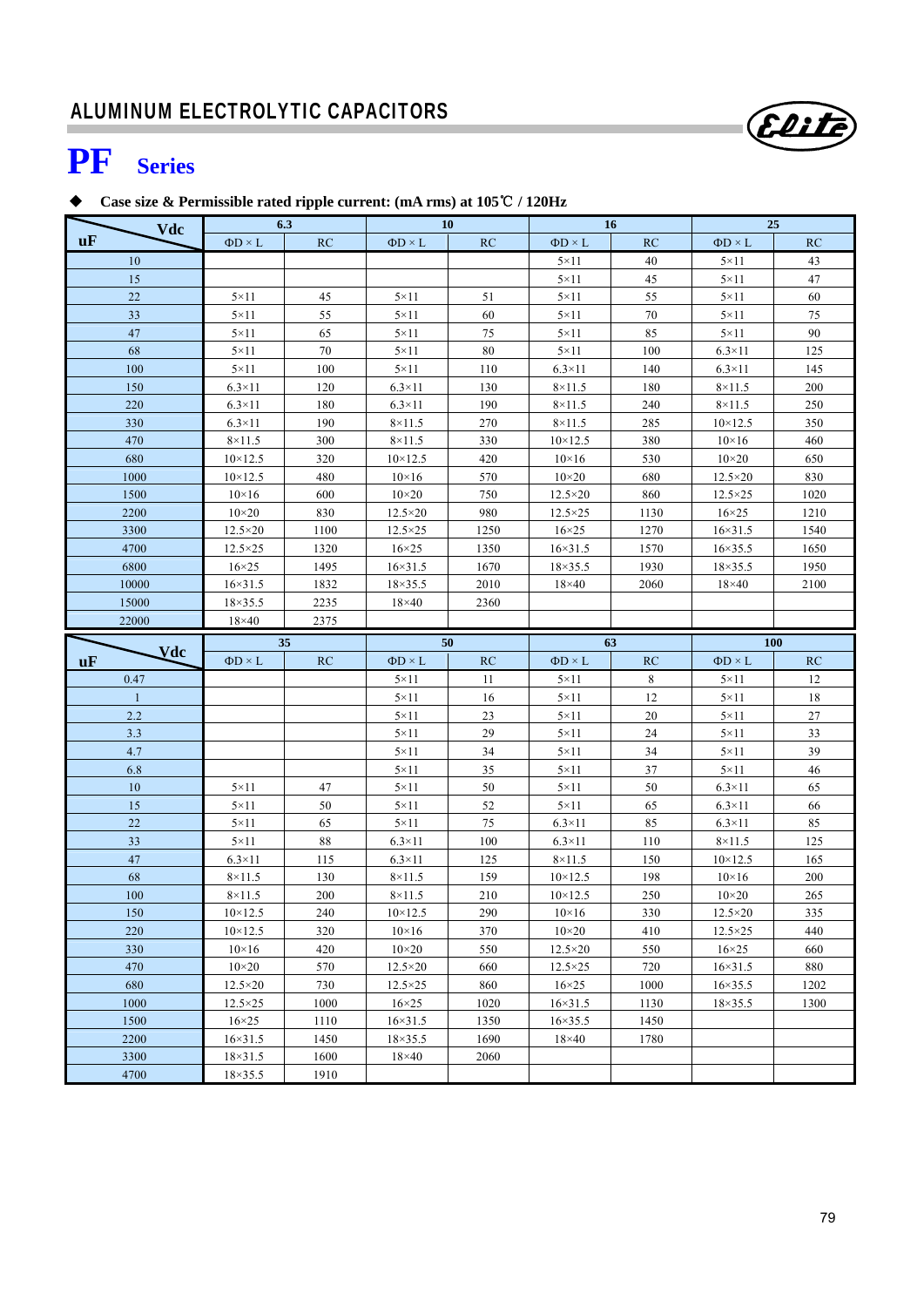## ALUMINUM ELECTROLYTIC CAPACITORS

# PF Series

◆ **Case size & Permissible rated ripple current: (mA rms) at 105℃ / 120Hz**

| Vdc / uF | 6.3 | | 10 | | 16 | | 25 | |
|---|---|---|---|---|---|---|---|---|
| | ΦD × L | RC | ΦD × L | RC | ΦD × L | RC | ΦD × L | RC |
| 10 | | | | | 5×11 | 40 | 5×11 | 43 |
| 15 | | | | | 5×11 | 45 | 5×11 | 47 |
| 22 | 5×11 | 45 | 5×11 | 51 | 5×11 | 55 | 5×11 | 60 |
| 33 | 5×11 | 55 | 5×11 | 60 | 5×11 | 70 | 5×11 | 75 |
| 47 | 5×11 | 65 | 5×11 | 75 | 5×11 | 85 | 5×11 | 90 |
| 68 | 5×11 | 70 | 5×11 | 80 | 5×11 | 100 | 6.3×11 | 125 |
| 100 | 5×11 | 100 | 5×11 | 110 | 6.3×11 | 140 | 6.3×11 | 145 |
| 150 | 6.3×11 | 120 | 6.3×11 | 130 | 8×11.5 | 180 | 8×11.5 | 200 |
| 220 | 6.3×11 | 180 | 6.3×11 | 190 | 8×11.5 | 240 | 8×11.5 | 250 |
| 330 | 6.3×11 | 190 | 8×11.5 | 270 | 8×11.5 | 285 | 10×12.5 | 350 |
| 470 | 8×11.5 | 300 | 8×11.5 | 330 | 10×12.5 | 380 | 10×16 | 460 |
| 680 | 10×12.5 | 320 | 10×12.5 | 420 | 10×16 | 530 | 10×20 | 650 |
| 1000 | 10×12.5 | 480 | 10×16 | 570 | 10×20 | 680 | 12.5×20 | 830 |
| 1500 | 10×16 | 600 | 10×20 | 750 | 12.5×20 | 860 | 12.5×25 | 1020 |
| 2200 | 10×20 | 830 | 12.5×20 | 980 | 12.5×25 | 1130 | 16×25 | 1210 |
| 3300 | 12.5×20 | 1100 | 12.5×25 | 1250 | 16×25 | 1270 | 16×31.5 | 1540 |
| 4700 | 12.5×25 | 1320 | 16×25 | 1350 | 16×31.5 | 1570 | 16×35.5 | 1650 |
| 6800 | 16×25 | 1495 | 16×31.5 | 1670 | 18×35.5 | 1930 | 18×35.5 | 1950 |
| 10000 | 16×31.5 | 1832 | 18×35.5 | 2010 | 18×40 | 2060 | 18×40 | 2100 |
| 15000 | 18×35.5 | 2235 | 18×40 | 2360 | | | | |
| 22000 | 18×40 | 2375 | | | | | | |

| Vdc / uF | 35 | | 50 | | 63 | | 100 | |
|---|---|---|---|---|---|---|---|---|
| | ΦD × L | RC | ΦD × L | RC | ΦD × L | RC | ΦD × L | RC |
| 0.47 | | | 5×11 | 11 | 5×11 | 8 | 5×11 | 12 |
| 1 | | | 5×11 | 16 | 5×11 | 12 | 5×11 | 18 |
| 2.2 | | | 5×11 | 23 | 5×11 | 20 | 5×11 | 27 |
| 3.3 | | | 5×11 | 29 | 5×11 | 24 | 5×11 | 33 |
| 4.7 | | | 5×11 | 34 | 5×11 | 34 | 5×11 | 39 |
| 6.8 | | | 5×11 | 35 | 5×11 | 37 | 5×11 | 46 |
| 10 | 5×11 | 47 | 5×11 | 50 | 5×11 | 50 | 6.3×11 | 65 |
| 15 | 5×11 | 50 | 5×11 | 52 | 5×11 | 65 | 6.3×11 | 66 |
| 22 | 5×11 | 65 | 5×11 | 75 | 6.3×11 | 85 | 6.3×11 | 85 |
| 33 | 5×11 | 88 | 6.3×11 | 100 | 6.3×11 | 110 | 8×11.5 | 125 |
| 47 | 6.3×11 | 115 | 6.3×11 | 125 | 8×11.5 | 150 | 10×12.5 | 165 |
| 68 | 8×11.5 | 130 | 8×11.5 | 159 | 10×12.5 | 198 | 10×16 | 200 |
| 100 | 8×11.5 | 200 | 8×11.5 | 210 | 10×12.5 | 250 | 10×20 | 265 |
| 150 | 10×12.5 | 240 | 10×12.5 | 290 | 10×16 | 330 | 12.5×20 | 335 |
| 220 | 10×12.5 | 320 | 10×16 | 370 | 10×20 | 410 | 12.5×25 | 440 |
| 330 | 10×16 | 420 | 10×20 | 550 | 12.5×20 | 550 | 16×25 | 660 |
| 470 | 10×20 | 570 | 12.5×20 | 660 | 12.5×25 | 720 | 16×31.5 | 880 |
| 680 | 12.5×20 | 730 | 12.5×25 | 860 | 16×25 | 1000 | 16×35.5 | 1202 |
| 1000 | 12.5×25 | 1000 | 16×25 | 1020 | 16×31.5 | 1130 | 18×35.5 | 1300 |
| 1500 | 16×25 | 1110 | 16×31.5 | 1350 | 16×35.5 | 1450 | | |
| 2200 | 16×31.5 | 1450 | 18×35.5 | 1690 | 18×40 | 1780 | | |
| 3300 | 18×31.5 | 1600 | 18×40 | 2060 | | | | |
| 4700 | 18×35.5 | 1910 | | | | | | |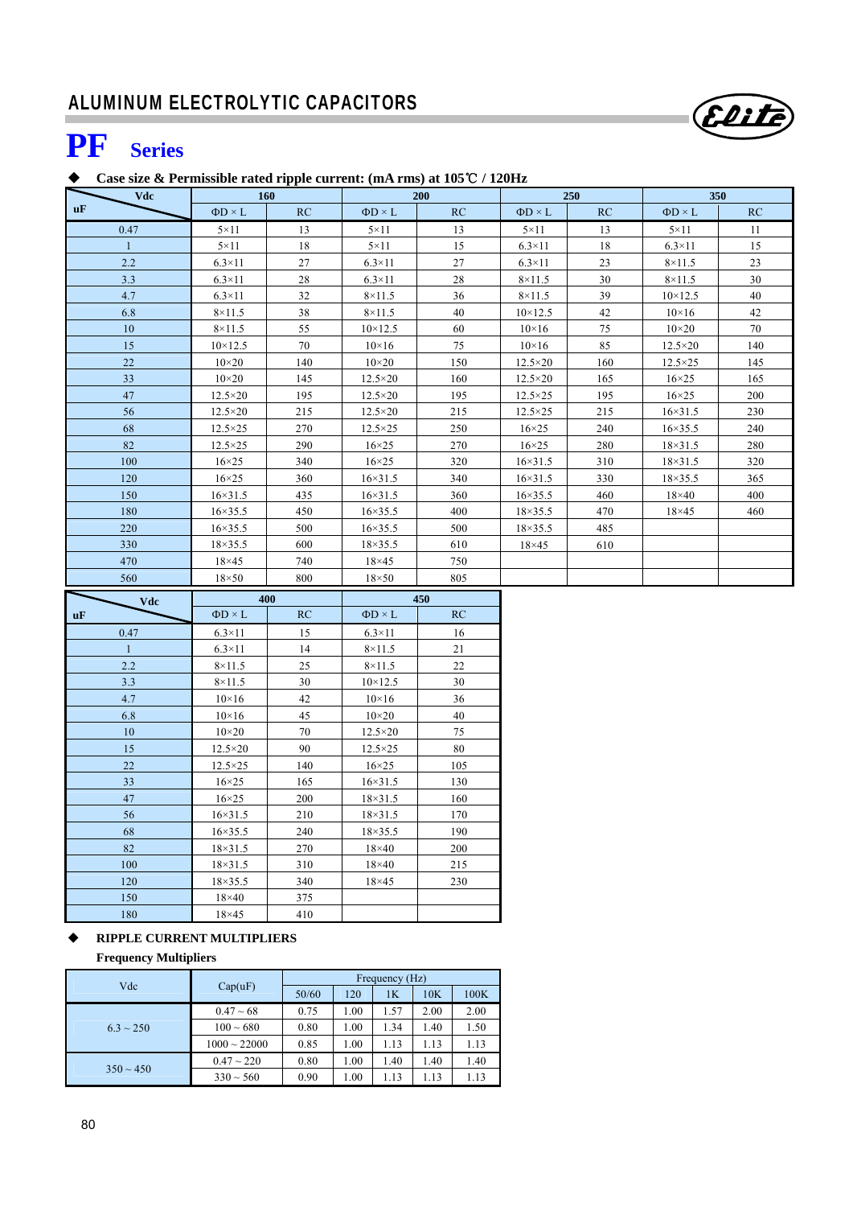## ALUMINUM ELECTROLYTIC CAPACITORS

# PF Series

◆ **Case size & Permissible rated ripple current: (mA rms) at 105℃ / 120Hz**

| Vdc / uF | 160 | | 200 | | 250 | | 350 | |
|---|---|---|---|---|---|---|---|---|
| | ΦD × L | RC | ΦD × L | RC | ΦD × L | RC | ΦD × L | RC |
| 0.47 | 5×11 | 13 | 5×11 | 13 | 5×11 | 13 | 5×11 | 11 |
| 1 | 5×11 | 18 | 5×11 | 15 | 6.3×11 | 18 | 6.3×11 | 15 |
| 2.2 | 6.3×11 | 27 | 6.3×11 | 27 | 6.3×11 | 23 | 8×11.5 | 23 |
| 3.3 | 6.3×11 | 28 | 6.3×11 | 28 | 8×11.5 | 30 | 8×11.5 | 30 |
| 4.7 | 6.3×11 | 32 | 8×11.5 | 36 | 8×11.5 | 39 | 10×12.5 | 40 |
| 6.8 | 8×11.5 | 38 | 8×11.5 | 40 | 10×12.5 | 42 | 10×16 | 42 |
| 10 | 8×11.5 | 55 | 10×12.5 | 60 | 10×16 | 75 | 10×20 | 70 |
| 15 | 10×12.5 | 70 | 10×16 | 75 | 10×16 | 85 | 12.5×20 | 140 |
| 22 | 10×20 | 140 | 10×20 | 150 | 12.5×20 | 160 | 12.5×25 | 145 |
| 33 | 10×20 | 145 | 12.5×20 | 160 | 12.5×20 | 165 | 16×25 | 165 |
| 47 | 12.5×20 | 195 | 12.5×20 | 195 | 12.5×25 | 195 | 16×25 | 200 |
| 56 | 12.5×20 | 215 | 12.5×20 | 215 | 12.5×25 | 215 | 16×31.5 | 230 |
| 68 | 12.5×25 | 270 | 12.5×25 | 250 | 16×25 | 240 | 16×35.5 | 240 |
| 82 | 12.5×25 | 290 | 16×25 | 270 | 16×25 | 280 | 18×31.5 | 280 |
| 100 | 16×25 | 340 | 16×25 | 320 | 16×31.5 | 310 | 18×31.5 | 320 |
| 120 | 16×25 | 360 | 16×31.5 | 340 | 16×31.5 | 330 | 18×35.5 | 365 |
| 150 | 16×31.5 | 435 | 16×31.5 | 360 | 16×35.5 | 460 | 18×40 | 400 |
| 180 | 16×35.5 | 450 | 16×35.5 | 400 | 18×35.5 | 470 | 18×45 | 460 |
| 220 | 16×35.5 | 500 | 16×35.5 | 500 | 18×35.5 | 485 | | |
| 330 | 18×35.5 | 600 | 18×35.5 | 610 | 18×45 | 610 | | |
| 470 | 18×45 | 740 | 18×45 | 750 | | | | |
| 560 | 18×50 | 800 | 18×50 | 805 | | | | |

| Vdc / uF | 400 | | 450 | |
|---|---|---|---|---|
| | ΦD × L | RC | ΦD × L | RC |
| 0.47 | 6.3×11 | 15 | 6.3×11 | 16 |
| 1 | 6.3×11 | 14 | 8×11.5 | 21 |
| 2.2 | 8×11.5 | 25 | 8×11.5 | 22 |
| 3.3 | 8×11.5 | 30 | 10×12.5 | 30 |
| 4.7 | 10×16 | 42 | 10×16 | 36 |
| 6.8 | 10×16 | 45 | 10×20 | 40 |
| 10 | 10×20 | 70 | 12.5×20 | 75 |
| 15 | 12.5×20 | 90 | 12.5×25 | 80 |
| 22 | 12.5×25 | 140 | 16×25 | 105 |
| 33 | 16×25 | 165 | 16×31.5 | 130 |
| 47 | 16×25 | 200 | 18×31.5 | 160 |
| 56 | 16×31.5 | 210 | 18×31.5 | 170 |
| 68 | 16×35.5 | 240 | 18×35.5 | 190 |
| 82 | 18×31.5 | 270 | 18×40 | 200 |
| 100 | 18×31.5 | 310 | 18×40 | 215 |
| 120 | 18×35.5 | 340 | 18×45 | 230 |
| 150 | 18×40 | 375 | | |
| 180 | 18×45 | 410 | | |

◆ **RIPPLE CURRENT MULTIPLIERS**

**Frequency Multipliers**

| Vdc | Cap(uF) | Frequency (Hz) | | | | |
|---|---|---|---|---|---|---|
| | | 50/60 | 120 | 1K | 10K | 100K |
| 6.3 ~ 250 | 0.47 ~ 68 | 0.75 | 1.00 | 1.57 | 2.00 | 2.00 |
| | 100 ~ 680 | 0.80 | 1.00 | 1.34 | 1.40 | 1.50 |
| | 1000 ~ 22000 | 0.85 | 1.00 | 1.13 | 1.13 | 1.13 |
| 350 ~ 450 | 0.47 ~ 220 | 0.80 | 1.00 | 1.40 | 1.40 | 1.40 |
| | 330 ~ 560 | 0.90 | 1.00 | 1.13 | 1.13 | 1.13 |